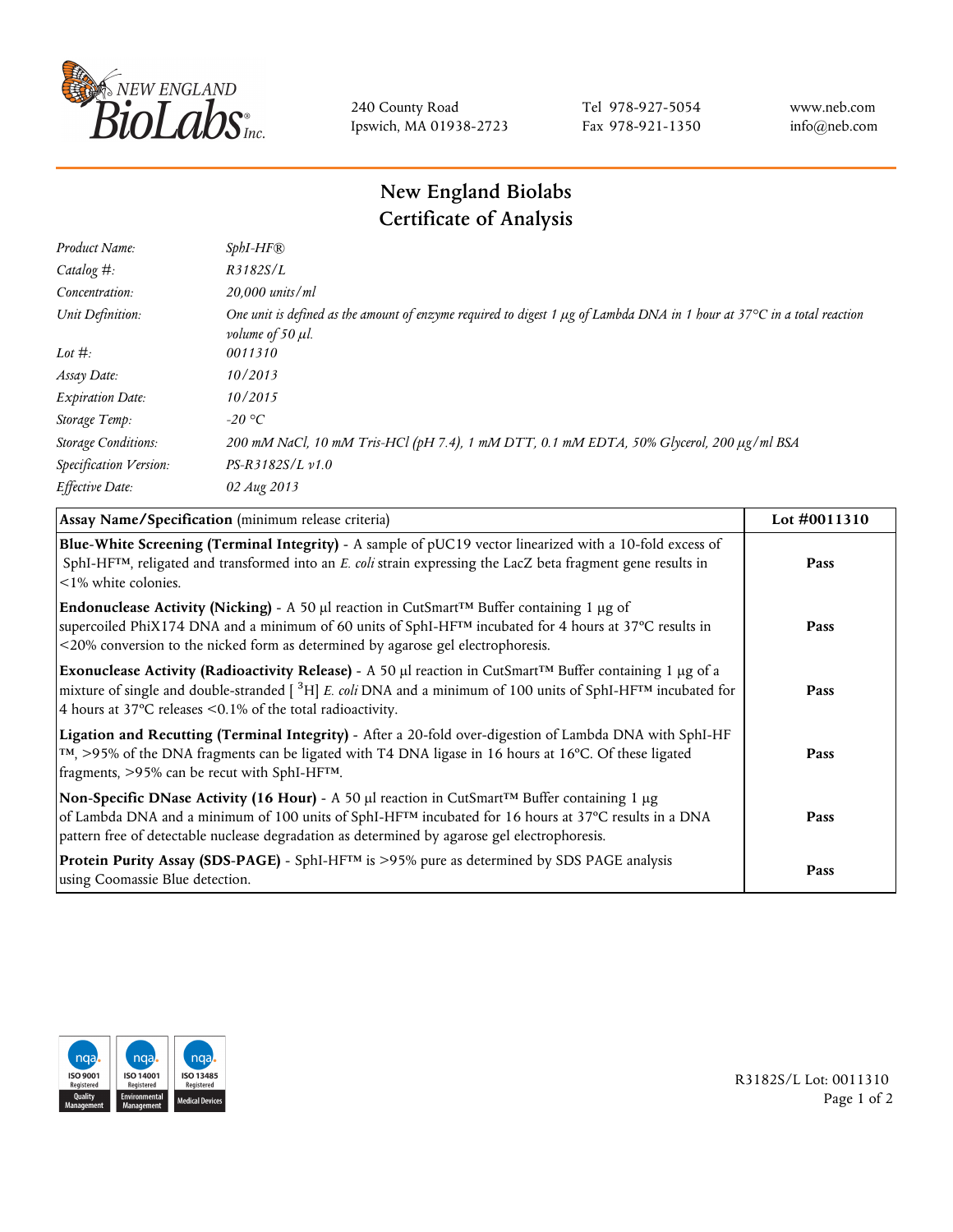240 County Road
Ipswich, MA 01938-2723

Tel 978-927-5054
Fax 978-921-1350

www.neb.com
info@neb.com

# New England Biolabs
# Certificate of Analysis

| | |
|---|---|
| *Product Name:* | *SphI-HF®* |
| *Catalog #:* | *R3182S/L* |
| *Concentration:* | *20,000 units/ml* |
| *Unit Definition:* | *One unit is defined as the amount of enzyme required to digest 1 µg of Lambda DNA in 1 hour at 37°C in a total reaction volume of 50 µl.* |
| *Lot #:* | *0011310* |
| *Assay Date:* | *10/2013* |
| *Expiration Date:* | *10/2015* |
| *Storage Temp:* | *-20 °C* |
| *Storage Conditions:* | *200 mM NaCl, 10 mM Tris-HCl (pH 7.4), 1 mM DTT, 0.1 mM EDTA, 50% Glycerol, 200 µg/ml BSA* |
| *Specification Version:* | *PS-R3182S/L v1.0* |
| *Effective Date:* | *02 Aug 2013* |

| **Assay Name/Specification** (minimum release criteria) | **Lot #0011310** |
|---|---|
| **Blue-White Screening (Terminal Integrity)** - A sample of pUC19 vector linearized with a 10-fold excess of SphI-HF™, religated and transformed into an *E. coli* strain expressing the LacZ beta fragment gene results in <1% white colonies. | **Pass** |
| **Endonuclease Activity (Nicking)** - A 50 µl reaction in CutSmart™ Buffer containing 1 µg of supercoiled PhiX174 DNA and a minimum of 60 units of SphI-HF™ incubated for 4 hours at 37°C results in <20% conversion to the nicked form as determined by agarose gel electrophoresis. | **Pass** |
| **Exonuclease Activity (Radioactivity Release)** - A 50 µl reaction in CutSmart™ Buffer containing 1 µg of a mixture of single and double-stranded [ $^{3}$H] *E. coli* DNA and a minimum of 100 units of SphI-HF™ incubated for 4 hours at 37°C releases <0.1% of the total radioactivity. | **Pass** |
| **Ligation and Recutting (Terminal Integrity)** - After a 20-fold over-digestion of Lambda DNA with SphI-HF™, >95% of the DNA fragments can be ligated with T4 DNA ligase in 16 hours at 16°C. Of these ligated fragments, >95% can be recut with SphI-HF™. | **Pass** |
| **Non-Specific DNase Activity (16 Hour)** - A 50 µl reaction in CutSmart™ Buffer containing 1 µg of Lambda DNA and a minimum of 100 units of SphI-HF™ incubated for 16 hours at 37°C results in a DNA pattern free of detectable nuclease degradation as determined by agarose gel electrophoresis. | **Pass** |
| **Protein Purity Assay (SDS-PAGE)** - SphI-HF™ is >95% pure as determined by SDS PAGE analysis using Coomassie Blue detection. | **Pass** |

ISO 9001 Registered Quality Management | ISO 14001 Registered Environmental Management | ISO 13485 Registered Medical Devices

R3182S/L Lot: 0011310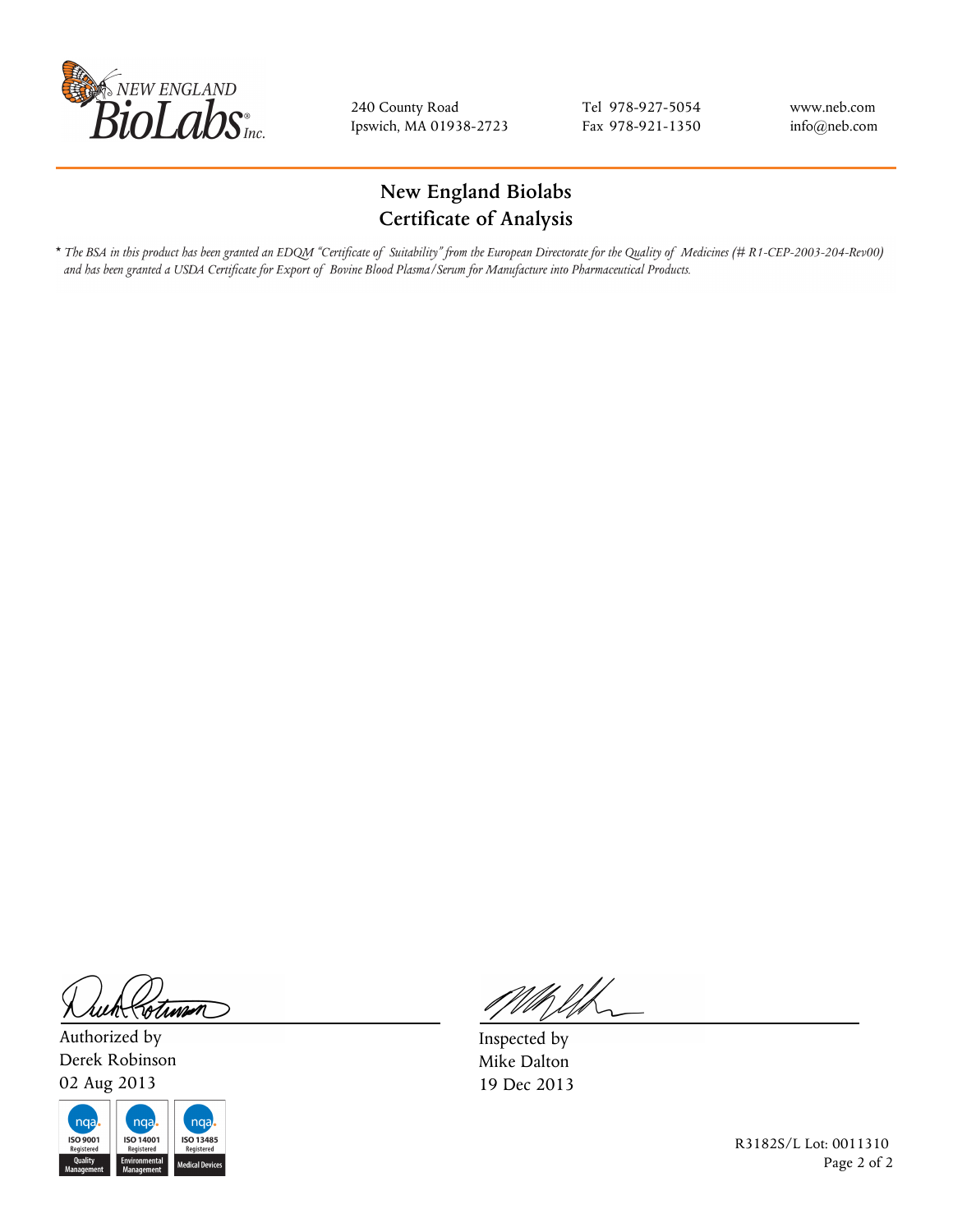240 County Road
Ipswich, MA 01938-2723

Tel 978-927-5054
Fax 978-921-1350

www.neb.com
info@neb.com

## New England Biolabs
## Certificate of Analysis

\* *The BSA in this product has been granted an EDQM "Certificate of Suitability" from the European Directorate for the Quality of Medicines (# R1-CEP-2003-204-Rev00) and has been granted a USDA Certificate for Export of Bovine Blood Plasma/Serum for Manufacture into Pharmaceutical Products.*

Authorized by
Derek Robinson
02 Aug 2013

Inspected by
Mike Dalton
19 Dec 2013

nqa ISO 9001 Registered Quality Management
nqa ISO 14001 Registered Environmental Management
nqa ISO 13485 Registered Medical Devices

R3182S/L Lot: 0011310